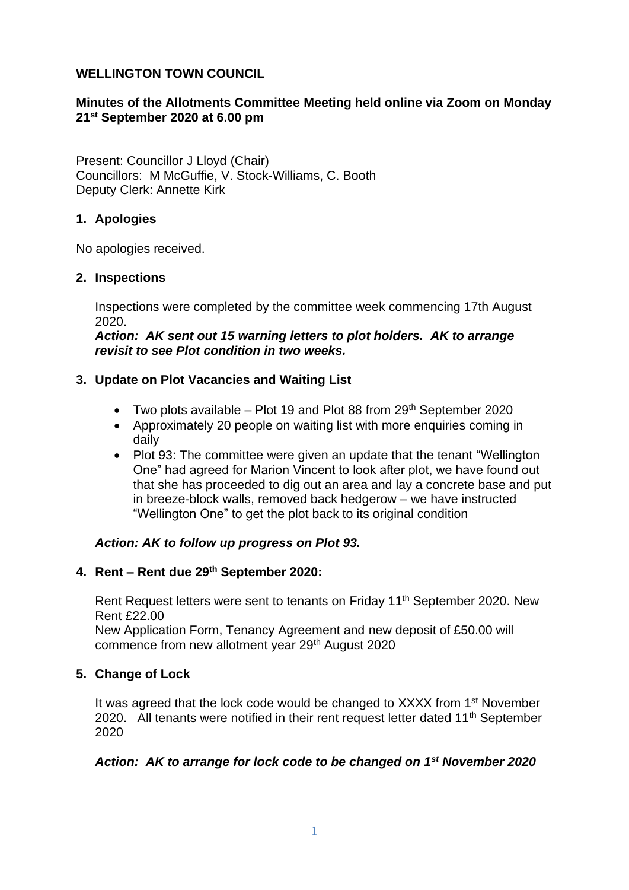**WELLINGTON TOWN COUNCIL**

**Minutes of the Allotments Committee Meeting held online via Zoom on Monday 21st September 2020 at 6.00 pm**

Present: Councillor J Lloyd (Chair)
Councillors: M McGuffie, V. Stock-Williams, C. Booth
Deputy Clerk: Annette Kirk

## 1. Apologies

No apologies received.

## 2. Inspections

Inspections were completed by the committee week commencing 17th August 2020.

***Action: AK sent out 15 warning letters to plot holders. AK to arrange revisit to see Plot condition in two weeks.***

## 3. Update on Plot Vacancies and Waiting List

- Two plots available – Plot 19 and Plot 88 from 29th September 2020
- Approximately 20 people on waiting list with more enquiries coming in daily
- Plot 93: The committee were given an update that the tenant "Wellington One" had agreed for Marion Vincent to look after plot, we have found out that she has proceeded to dig out an area and lay a concrete base and put in breeze-block walls, removed back hedgerow – we have instructed "Wellington One" to get the plot back to its original condition

***Action: AK to follow up progress on Plot 93.***

## 4. Rent – Rent due 29th September 2020:

Rent Request letters were sent to tenants on Friday 11th September 2020. New Rent £22.00
New Application Form, Tenancy Agreement and new deposit of £50.00 will commence from new allotment year 29th August 2020

## 5. Change of Lock

It was agreed that the lock code would be changed to XXXX from 1st November 2020. All tenants were notified in their rent request letter dated 11th September 2020

***Action: AK to arrange for lock code to be changed on 1st November 2020***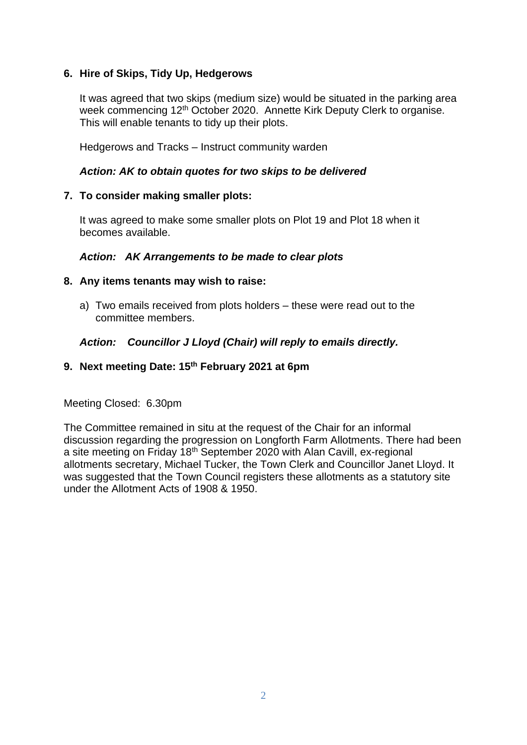6. **Hire of Skips, Tidy Up, Hedgerows**

   It was agreed that two skips (medium size) would be situated in the parking area week commencing 12th October 2020. Annette Kirk Deputy Clerk to organise. This will enable tenants to tidy up their plots.

   Hedgerows and Tracks – Instruct community warden

   ***Action: AK to obtain quotes for two skips to be delivered***

7. **To consider making smaller plots:**

   It was agreed to make some smaller plots on Plot 19 and Plot 18 when it becomes available.

   ***Action: AK Arrangements to be made to clear plots***

8. **Any items tenants may wish to raise:**

   a) Two emails received from plots holders – these were read out to the committee members.

   ***Action: Councillor J Lloyd (Chair) will reply to emails directly.***

9. **Next meeting Date: 15th February 2021 at 6pm**

Meeting Closed: 6.30pm

The Committee remained in situ at the request of the Chair for an informal discussion regarding the progression on Longforth Farm Allotments. There had been a site meeting on Friday 18th September 2020 with Alan Cavill, ex-regional allotments secretary, Michael Tucker, the Town Clerk and Councillor Janet Lloyd. It was suggested that the Town Council registers these allotments as a statutory site under the Allotment Acts of 1908 & 1950.